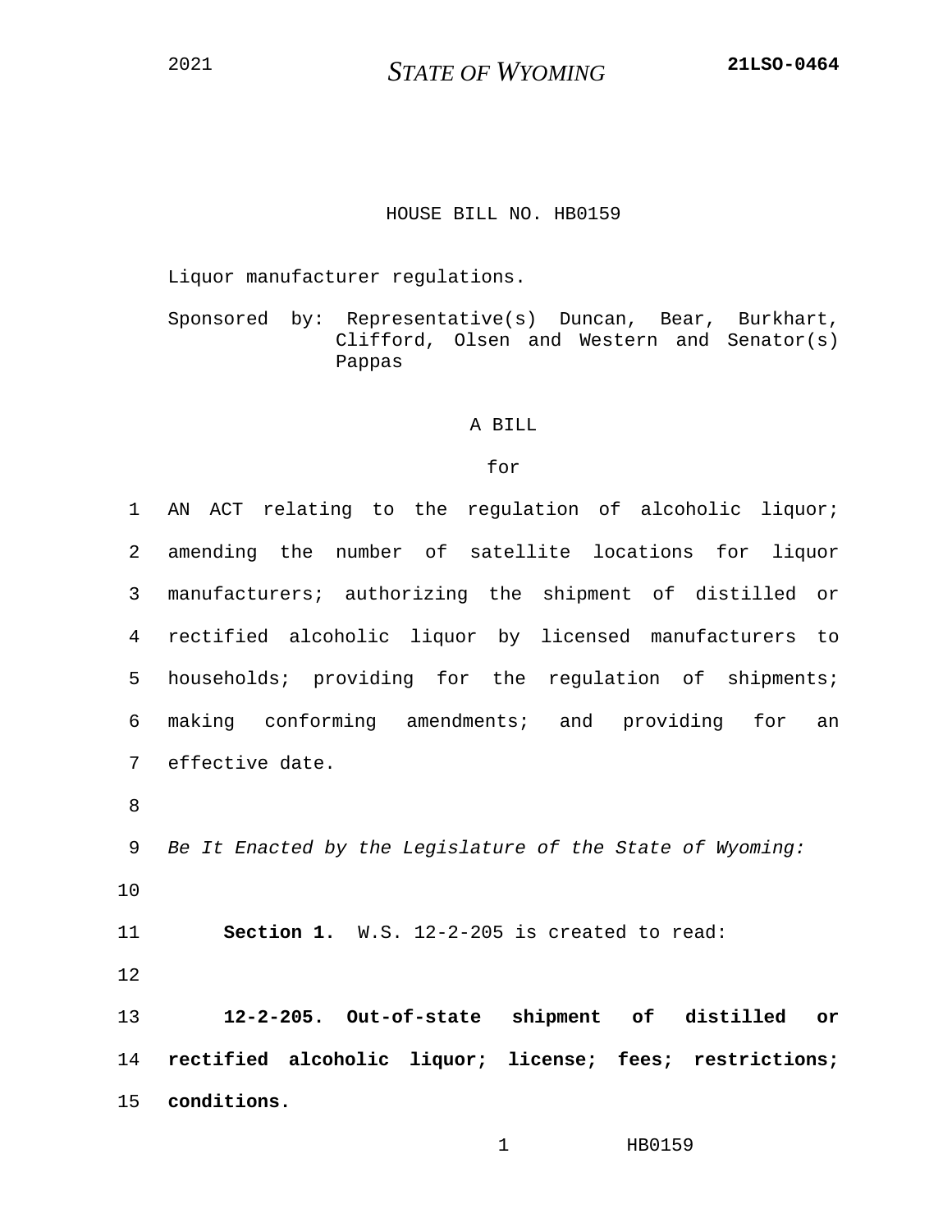2021 **STATE OF WYOMING** **21LSO-0464**

HOUSE BILL NO. HB0159

Liquor manufacturer regulations.

Sponsored by: Representative(s) Duncan, Bear, Burkhart, Clifford, Olsen and Western and Senator(s) Pappas

A BILL

for

AN ACT relating to the regulation of alcoholic liquor; amending the number of satellite locations for liquor manufacturers; authorizing the shipment of distilled or rectified alcoholic liquor by licensed manufacturers to households; providing for the regulation of shipments; making conforming amendments; and providing for an effective date.

*Be It Enacted by the Legislature of the State of Wyoming:*

**Section 1.** W.S. 12-2-205 is created to read:

**12-2-205. Out-of-state shipment of distilled or rectified alcoholic liquor; license; fees; restrictions; conditions.**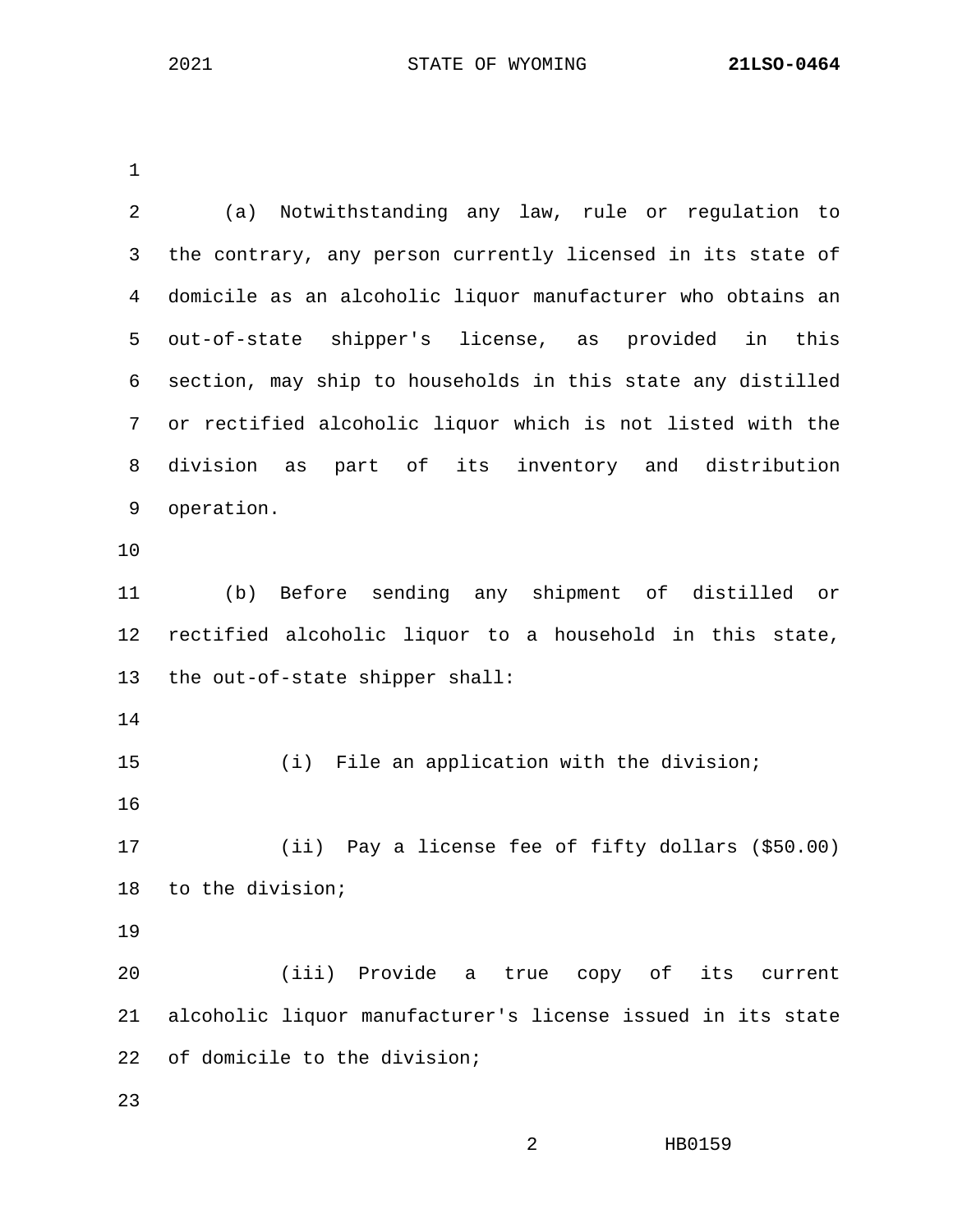(a) Notwithstanding any law, rule or regulation to the contrary, any person currently licensed in its state of domicile as an alcoholic liquor manufacturer who obtains an out-of-state shipper's license, as provided in this section, may ship to households in this state any distilled or rectified alcoholic liquor which is not listed with the division as part of its inventory and distribution operation.

(b) Before sending any shipment of distilled or rectified alcoholic liquor to a household in this state, the out-of-state shipper shall:

(i) File an application with the division;

(ii) Pay a license fee of fifty dollars ($50.00) to the division;

(iii) Provide a true copy of its current alcoholic liquor manufacturer's license issued in its state of domicile to the division;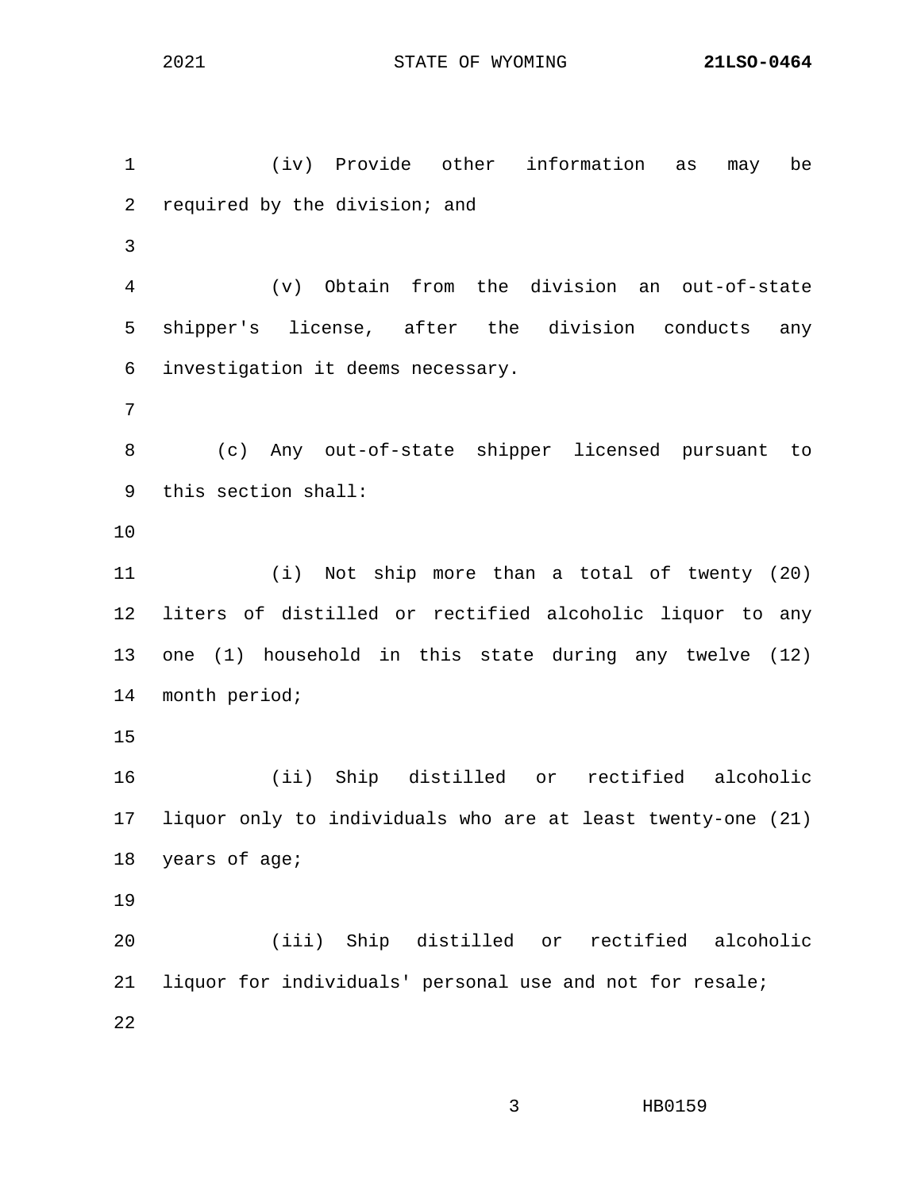(iv) Provide other information as may be required by the division; and

(v) Obtain from the division an out-of-state shipper's license, after the division conducts any investigation it deems necessary.

(c) Any out-of-state shipper licensed pursuant to this section shall:

(i) Not ship more than a total of twenty (20) liters of distilled or rectified alcoholic liquor to any one (1) household in this state during any twelve (12) month period;

(ii) Ship distilled or rectified alcoholic liquor only to individuals who are at least twenty-one (21) years of age;

(iii) Ship distilled or rectified alcoholic liquor for individuals' personal use and not for resale;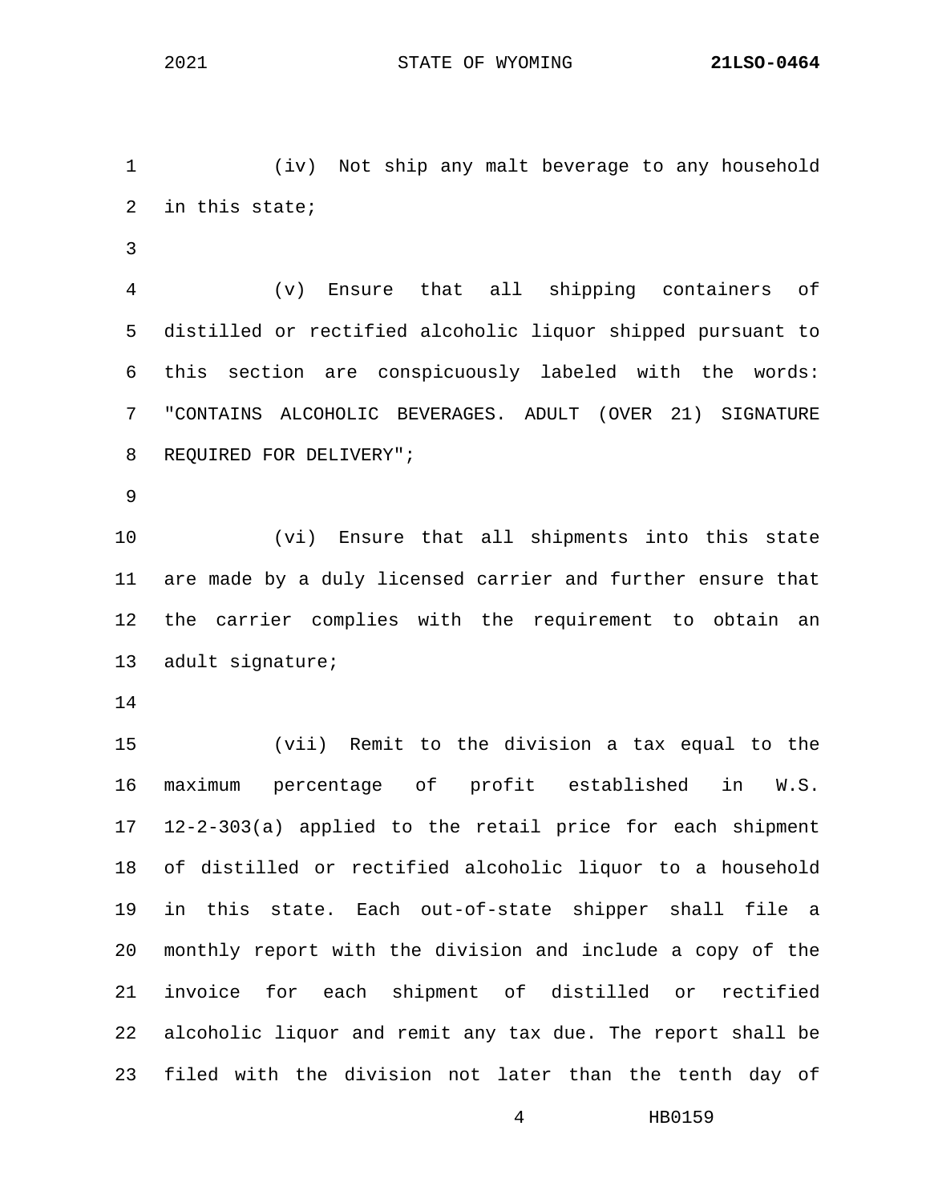(iv) Not ship any malt beverage to any household in this state;

(v) Ensure that all shipping containers of distilled or rectified alcoholic liquor shipped pursuant to this section are conspicuously labeled with the words: "CONTAINS ALCOHOLIC BEVERAGES. ADULT (OVER 21) SIGNATURE REQUIRED FOR DELIVERY";

(vi) Ensure that all shipments into this state are made by a duly licensed carrier and further ensure that the carrier complies with the requirement to obtain an adult signature;

(vii) Remit to the division a tax equal to the maximum percentage of profit established in W.S. 12-2-303(a) applied to the retail price for each shipment of distilled or rectified alcoholic liquor to a household in this state. Each out-of-state shipper shall file a monthly report with the division and include a copy of the invoice for each shipment of distilled or rectified alcoholic liquor and remit any tax due. The report shall be filed with the division not later than the tenth day of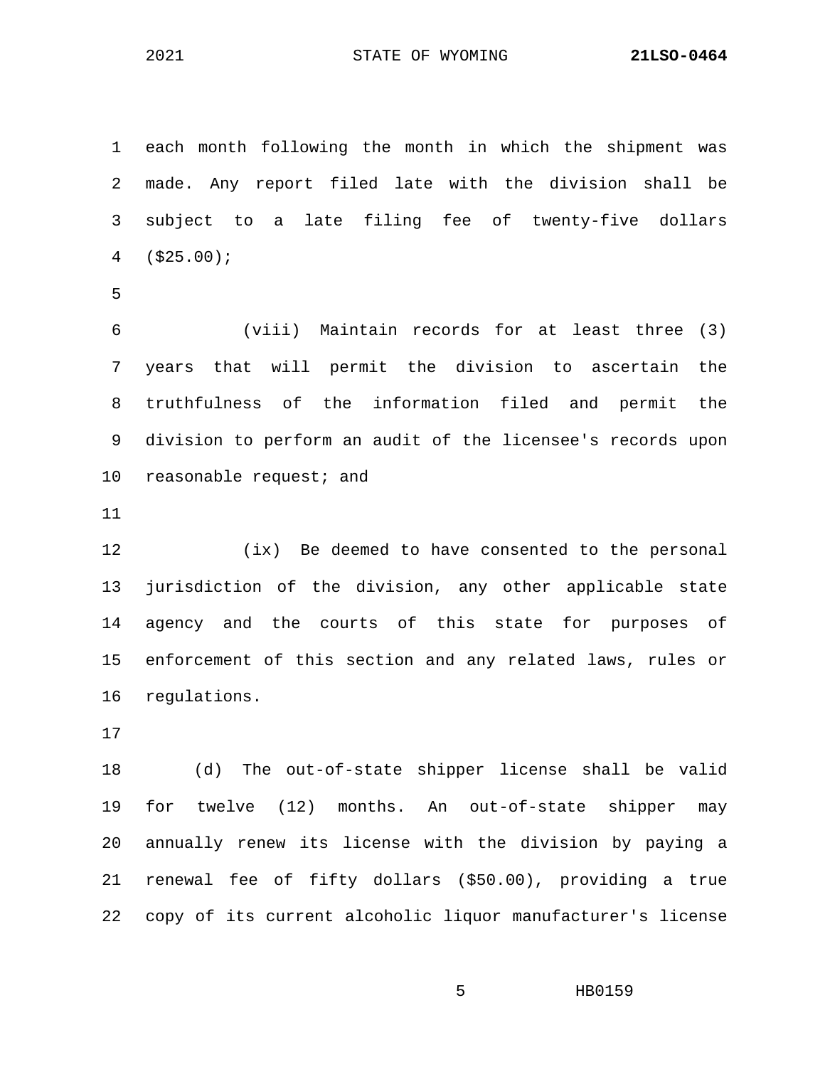each month following the month in which the shipment was made. Any report filed late with the division shall be subject to a late filing fee of twenty-five dollars ($25.00);

(viii) Maintain records for at least three (3) years that will permit the division to ascertain the truthfulness of the information filed and permit the division to perform an audit of the licensee's records upon reasonable request; and

(ix) Be deemed to have consented to the personal jurisdiction of the division, any other applicable state agency and the courts of this state for purposes of enforcement of this section and any related laws, rules or regulations.

(d) The out-of-state shipper license shall be valid for twelve (12) months. An out-of-state shipper may annually renew its license with the division by paying a renewal fee of fifty dollars ($50.00), providing a true copy of its current alcoholic liquor manufacturer's license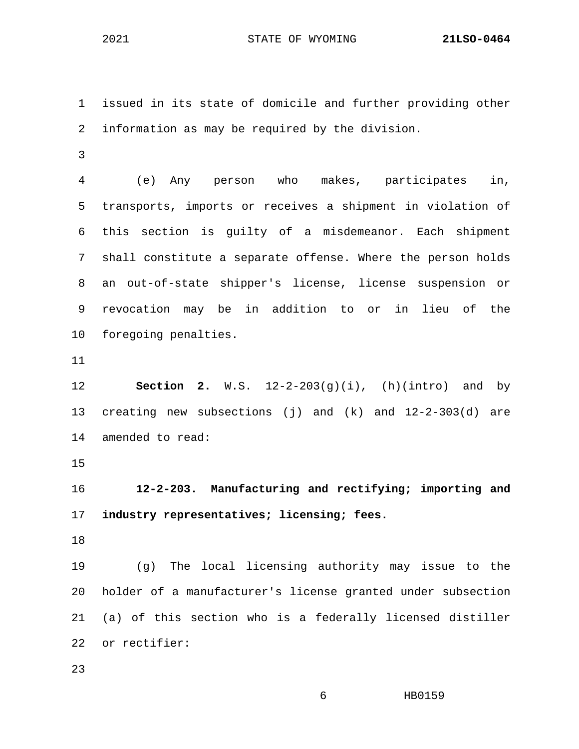issued in its state of domicile and further providing other information as may be required by the division.

(e) Any person who makes, participates in, transports, imports or receives a shipment in violation of this section is guilty of a misdemeanor. Each shipment shall constitute a separate offense. Where the person holds an out-of-state shipper's license, license suspension or revocation may be in addition to or in lieu of the foregoing penalties.

**Section 2.** W.S. 12-2-203(g)(i), (h)(intro) and by creating new subsections (j) and (k) and 12-2-303(d) are amended to read:

**12-2-203. Manufacturing and rectifying; importing and industry representatives; licensing; fees.**

(g) The local licensing authority may issue to the holder of a manufacturer's license granted under subsection (a) of this section who is a federally licensed distiller or rectifier: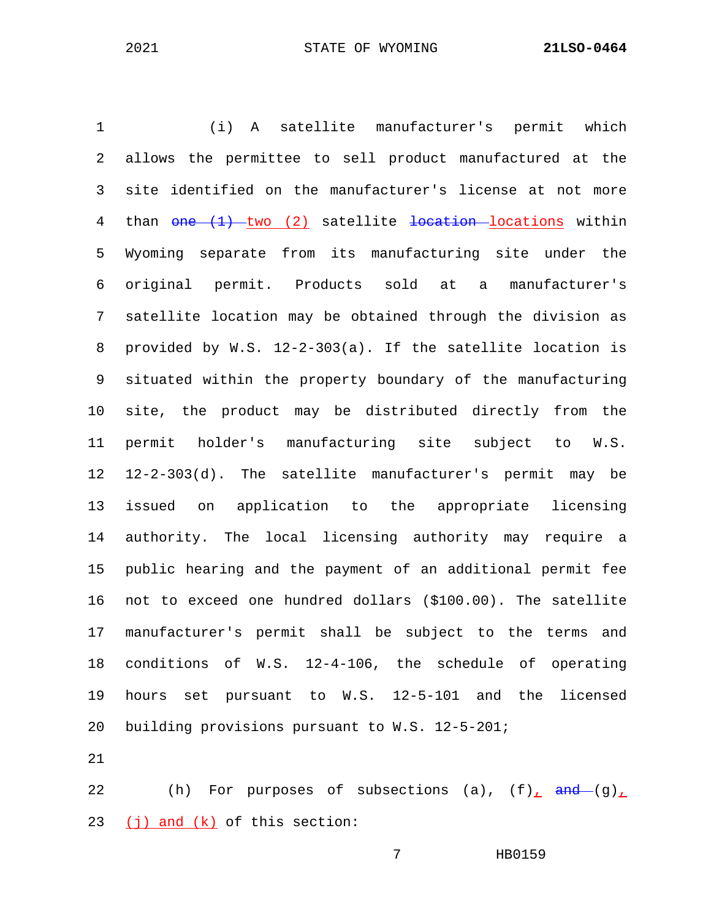(i) A satellite manufacturer's permit which allows the permittee to sell product manufactured at the site identified on the manufacturer's license at not more than ~~one (1)~~ two (2) satellite ~~location~~ locations within Wyoming separate from its manufacturing site under the original permit. Products sold at a manufacturer's satellite location may be obtained through the division as provided by W.S. 12-2-303(a). If the satellite location is situated within the property boundary of the manufacturing site, the product may be distributed directly from the permit holder's manufacturing site subject to W.S. 12-2-303(d). The satellite manufacturer's permit may be issued on application to the appropriate licensing authority. The local licensing authority may require a public hearing and the payment of an additional permit fee not to exceed one hundred dollars ($100.00). The satellite manufacturer's permit shall be subject to the terms and conditions of W.S. 12-4-106, the schedule of operating hours set pursuant to W.S. 12-5-101 and the licensed building provisions pursuant to W.S. 12-5-201;

(h) For purposes of subsections (a), (f), ~~and~~ (g), (j) and (k) of this section: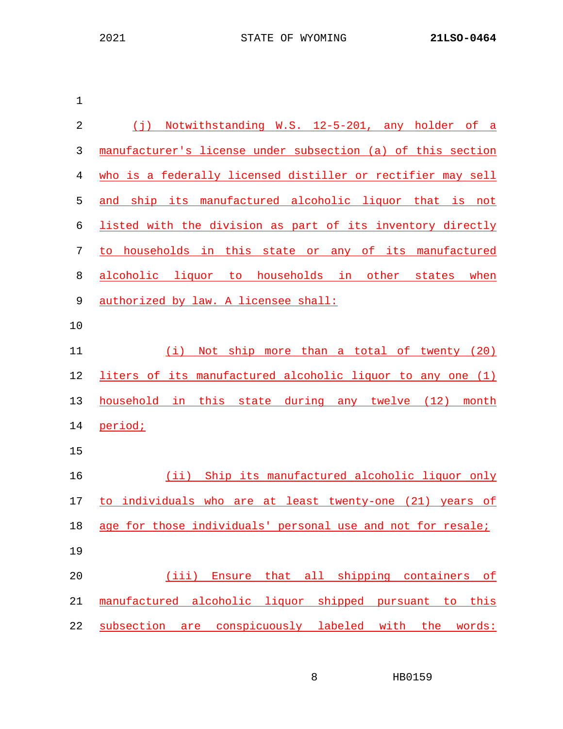(j) Notwithstanding W.S. 12-5-201, any holder of a manufacturer's license under subsection (a) of this section who is a federally licensed distiller or rectifier may sell and ship its manufactured alcoholic liquor that is not listed with the division as part of its inventory directly to households in this state or any of its manufactured alcoholic liquor to households in other states when authorized by law. A licensee shall:

(i) Not ship more than a total of twenty (20) liters of its manufactured alcoholic liquor to any one (1) household in this state during any twelve (12) month period;

(ii) Ship its manufactured alcoholic liquor only to individuals who are at least twenty-one (21) years of age for those individuals' personal use and not for resale;

(iii) Ensure that all shipping containers of manufactured alcoholic liquor shipped pursuant to this subsection are conspicuously labeled with the words: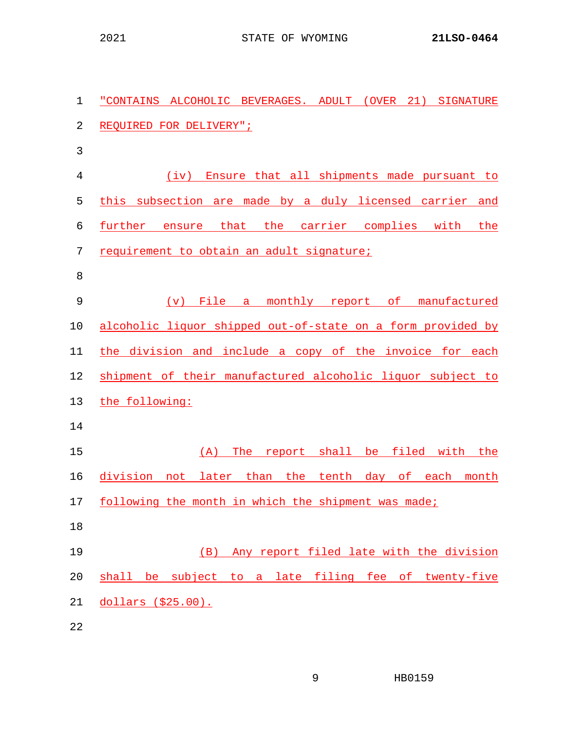"CONTAINS ALCOHOLIC BEVERAGES. ADULT (OVER 21) SIGNATURE REQUIRED FOR DELIVERY";

(iv) Ensure that all shipments made pursuant to this subsection are made by a duly licensed carrier and further ensure that the carrier complies with the requirement to obtain an adult signature;

(v) File a monthly report of manufactured alcoholic liquor shipped out-of-state on a form provided by the division and include a copy of the invoice for each shipment of their manufactured alcoholic liquor subject to the following:

(A) The report shall be filed with the division not later than the tenth day of each month following the month in which the shipment was made;

(B) Any report filed late with the division shall be subject to a late filing fee of twenty-five dollars ($25.00).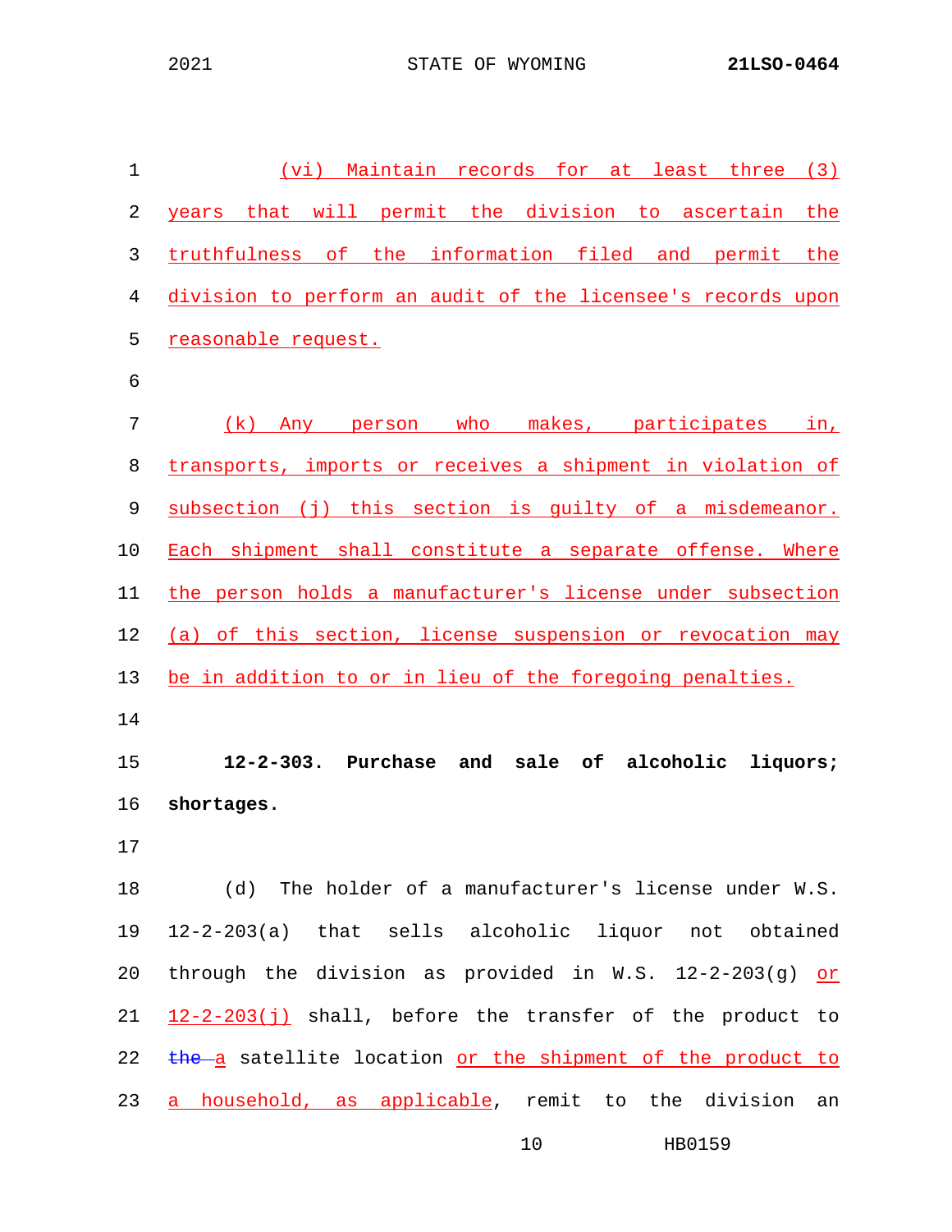(vi) Maintain records for at least three (3) years that will permit the division to ascertain the truthfulness of the information filed and permit the division to perform an audit of the licensee's records upon reasonable request.

(k) Any person who makes, participates in, transports, imports or receives a shipment in violation of subsection (j) this section is guilty of a misdemeanor. Each shipment shall constitute a separate offense. Where the person holds a manufacturer's license under subsection (a) of this section, license suspension or revocation may be in addition to or in lieu of the foregoing penalties.

**12-2-303. Purchase and sale of alcoholic liquors; shortages.**

(d) The holder of a manufacturer's license under W.S. 12-2-203(a) that sells alcoholic liquor not obtained through the division as provided in W.S. 12-2-203(g) or 12-2-203(j) shall, before the transfer of the product to ~~the~~ a satellite location or the shipment of the product to a household, as applicable, remit to the division an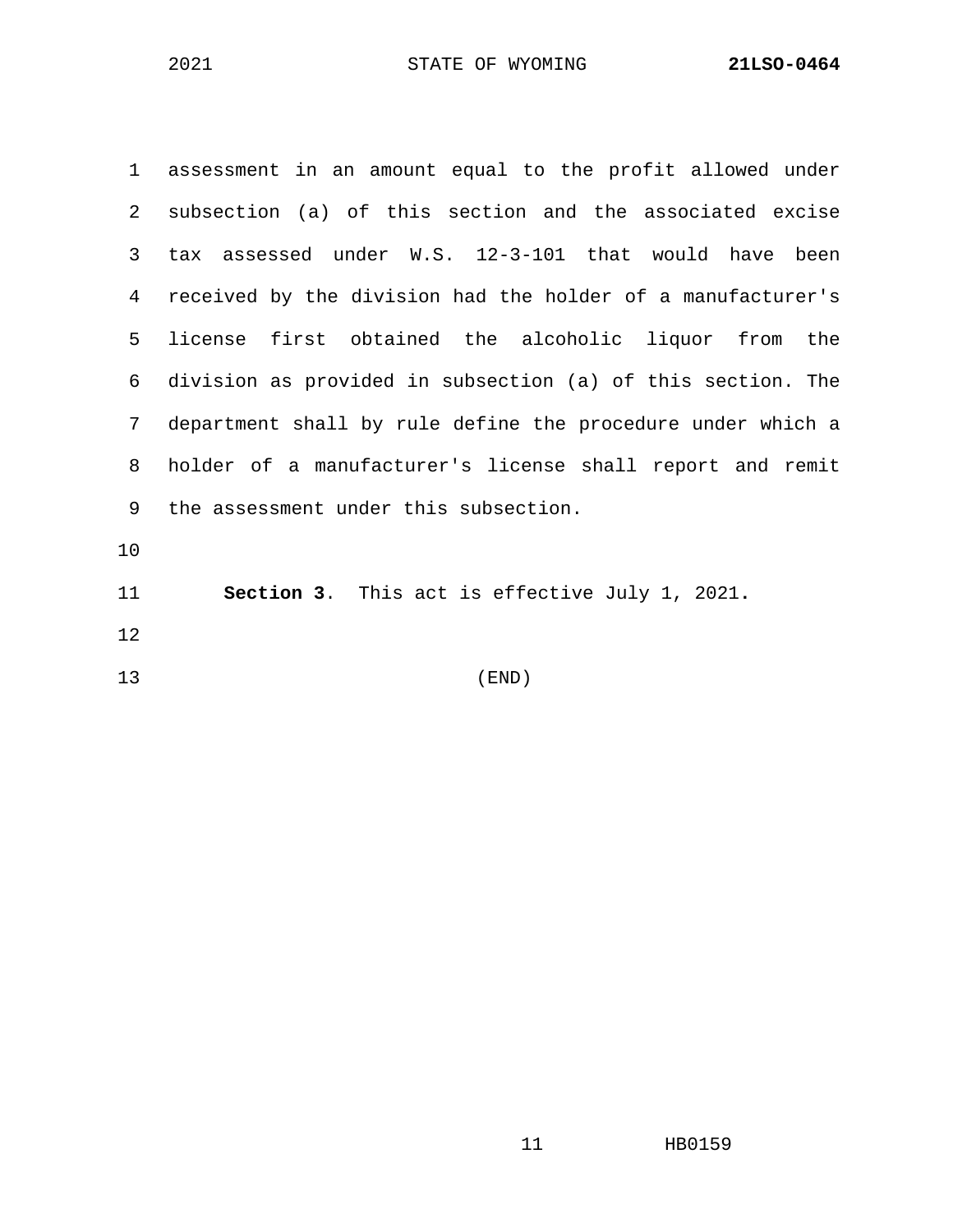assessment in an amount equal to the profit allowed under subsection (a) of this section and the associated excise tax assessed under W.S. 12-3-101 that would have been received by the division had the holder of a manufacturer's license first obtained the alcoholic liquor from the division as provided in subsection (a) of this section. The department shall by rule define the procedure under which a holder of a manufacturer's license shall report and remit the assessment under this subsection.

**Section 3**. This act is effective July 1, 2021.

(END)